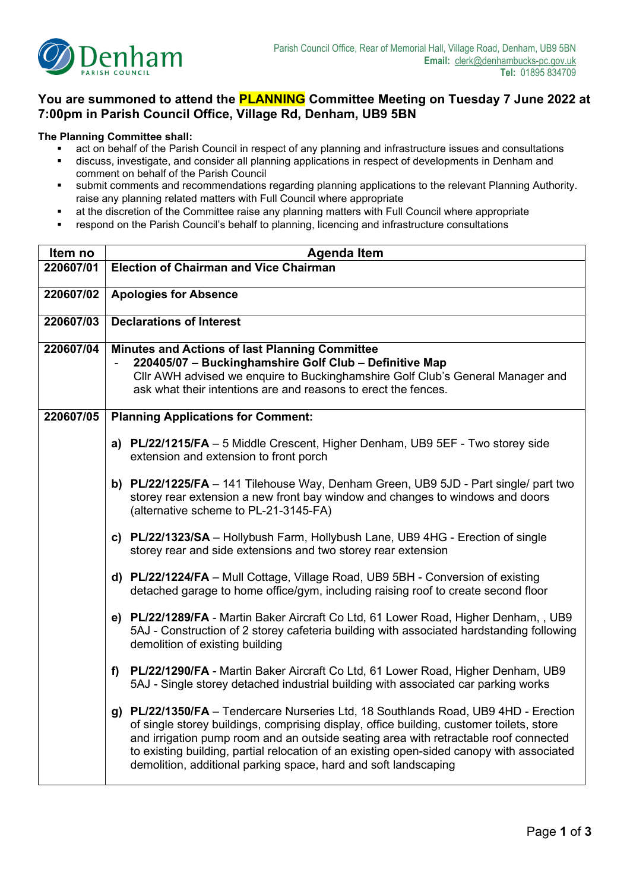Denham
PARISH COUNCIL

Parish Council Office, Rear of Memorial Hall, Village Road, Denham, UB9 5BN
**Email:** clerk@denhambucks-pc.gov.uk
**Tel:** 01895 834709

## You are summoned to attend the PLANNING Committee Meeting on Tuesday 7 June 2022 at 7:00pm in Parish Council Office, Village Rd, Denham, UB9 5BN

**The Planning Committee shall:**

- act on behalf of the Parish Council in respect of any planning and infrastructure issues and consultations
- discuss, investigate, and consider all planning applications in respect of developments in Denham and comment on behalf of the Parish Council
- submit comments and recommendations regarding planning applications to the relevant Planning Authority. raise any planning related matters with Full Council where appropriate
- at the discretion of the Committee raise any planning matters with Full Council where appropriate
- respond on the Parish Council's behalf to planning, licencing and infrastructure consultations

| Item no | Agenda Item |
|---|---|
| **220607/01** | **Election of Chairman and Vice Chairman** |
| **220607/02** | **Apologies for Absence** |
| **220607/03** | **Declarations of Interest** |
| **220607/04** | **Minutes and Actions of last Planning Committee**<br>- **220405/07 – Buckinghamshire Golf Club – Definitive Map**<br>Cllr AWH advised we enquire to Buckinghamshire Golf Club's General Manager and ask what their intentions are and reasons to erect the fences. |
| **220607/05** | **Planning Applications for Comment:**<br><br>**a) PL/22/1215/FA** – 5 Middle Crescent, Higher Denham, UB9 5EF - Two storey side extension and extension to front porch<br><br>**b) PL/22/1225/FA** – 141 Tilehouse Way, Denham Green, UB9 5JD - Part single/ part two storey rear extension a new front bay window and changes to windows and doors (alternative scheme to PL-21-3145-FA)<br><br>**c) PL/22/1323/SA** – Hollybush Farm, Hollybush Lane, UB9 4HG - Erection of single storey rear and side extensions and two storey rear extension<br><br>**d) PL/22/1224/FA** – Mull Cottage, Village Road, UB9 5BH - Conversion of existing detached garage to home office/gym, including raising roof to create second floor<br><br>**e) PL/22/1289/FA** - Martin Baker Aircraft Co Ltd, 61 Lower Road, Higher Denham, , UB9 5AJ - Construction of 2 storey cafeteria building with associated hardstanding following demolition of existing building<br><br>**f) PL/22/1290/FA** - Martin Baker Aircraft Co Ltd, 61 Lower Road, Higher Denham, UB9 5AJ - Single storey detached industrial building with associated car parking works<br><br>**g) PL/22/1350/FA** – Tendercare Nurseries Ltd, 18 Southlands Road, UB9 4HD - Erection of single storey buildings, comprising display, office building, customer toilets, store and irrigation pump room and an outside seating area with retractable roof connected to existing building, partial relocation of an existing open-sided canopy with associated demolition, additional parking space, hard and soft landscaping |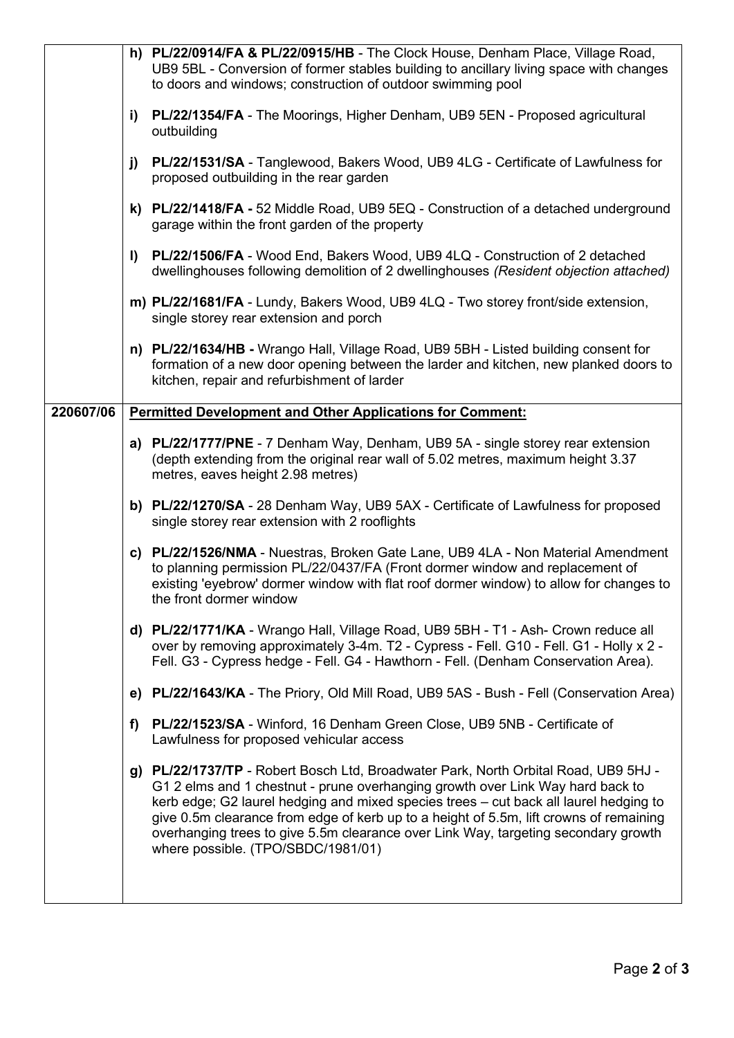| | |
|---|---|
| | h) **PL/22/0914/FA & PL/22/0915/HB** - The Clock House, Denham Place, Village Road, UB9 5BL - Conversion of former stables building to ancillary living space with changes to doors and windows; construction of outdoor swimming pool<br><br>i) **PL/22/1354/FA** - The Moorings, Higher Denham, UB9 5EN - Proposed agricultural outbuilding<br><br>j) **PL/22/1531/SA** - Tanglewood, Bakers Wood, UB9 4LG - Certificate of Lawfulness for proposed outbuilding in the rear garden<br><br>k) **PL/22/1418/FA -** 52 Middle Road, UB9 5EQ - Construction of a detached underground garage within the front garden of the property<br><br>l) **PL/22/1506/FA** - Wood End, Bakers Wood, UB9 4LQ - Construction of 2 detached dwellinghouses following demolition of 2 dwellinghouses *(Resident objection attached)*<br><br>m) **PL/22/1681/FA** - Lundy, Bakers Wood, UB9 4LQ - Two storey front/side extension, single storey rear extension and porch<br><br>n) **PL/22/1634/HB -** Wrango Hall, Village Road, UB9 5BH - Listed building consent for formation of a new door opening between the larder and kitchen, new planked doors to kitchen, repair and refurbishment of larder |
| **220607/06** | **Permitted Development and Other Applications for Comment:**<br><br>a) **PL/22/1777/PNE** - 7 Denham Way, Denham, UB9 5A - single storey rear extension (depth extending from the original rear wall of 5.02 metres, maximum height 3.37 metres, eaves height 2.98 metres)<br><br>b) **PL/22/1270/SA** - 28 Denham Way, UB9 5AX - Certificate of Lawfulness for proposed single storey rear extension with 2 rooflights<br><br>c) **PL/22/1526/NMA** - Nuestras, Broken Gate Lane, UB9 4LA - Non Material Amendment to planning permission PL/22/0437/FA (Front dormer window and replacement of existing 'eyebrow' dormer window with flat roof dormer window) to allow for changes to the front dormer window<br><br>d) **PL/22/1771/KA** - Wrango Hall, Village Road, UB9 5BH - T1 - Ash- Crown reduce all over by removing approximately 3-4m. T2 - Cypress - Fell. G10 - Fell. G1 - Holly x 2 - Fell. G3 - Cypress hedge - Fell. G4 - Hawthorn - Fell. (Denham Conservation Area).<br><br>e) **PL/22/1643/KA** - The Priory, Old Mill Road, UB9 5AS - Bush - Fell (Conservation Area)<br><br>f) **PL/22/1523/SA** - Winford, 16 Denham Green Close, UB9 5NB - Certificate of Lawfulness for proposed vehicular access<br><br>g) **PL/22/1737/TP** - Robert Bosch Ltd, Broadwater Park, North Orbital Road, UB9 5HJ - G1 2 elms and 1 chestnut - prune overhanging growth over Link Way hard back to kerb edge; G2 laurel hedging and mixed species trees – cut back all laurel hedging to give 0.5m clearance from edge of kerb up to a height of 5.5m, lift crowns of remaining overhanging trees to give 5.5m clearance over Link Way, targeting secondary growth where possible. (TPO/SBDC/1981/01) |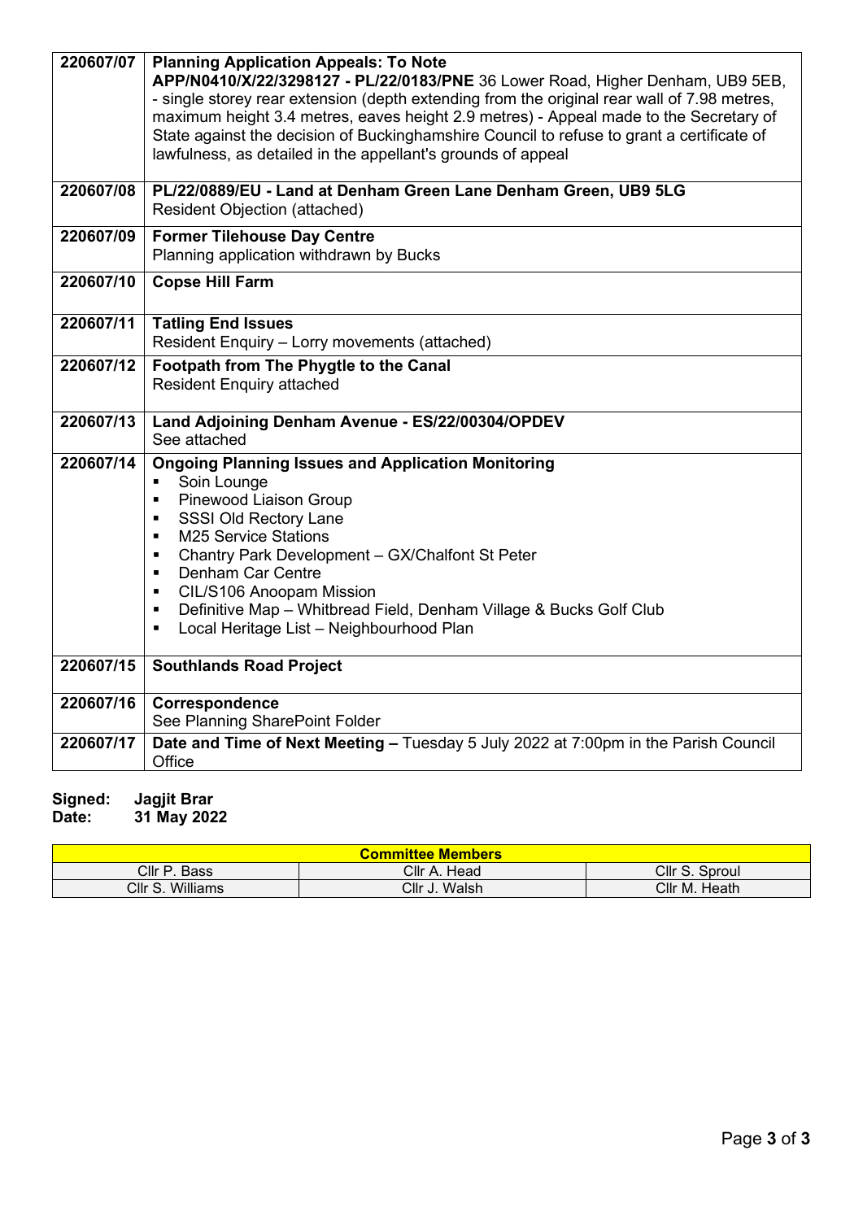| | |
|---|---|
| 220607/07 | **Planning Application Appeals: To Note**<br>**APP/N0410/X/22/3298127 - PL/22/0183/PNE** 36 Lower Road, Higher Denham, UB9 5EB, - single storey rear extension (depth extending from the original rear wall of 7.98 metres, maximum height 3.4 metres, eaves height 2.9 metres) - Appeal made to the Secretary of State against the decision of Buckinghamshire Council to refuse to grant a certificate of lawfulness, as detailed in the appellant's grounds of appeal |
| 220607/08 | **PL/22/0889/EU - Land at Denham Green Lane Denham Green, UB9 5LG**<br>Resident Objection (attached) |
| 220607/09 | **Former Tilehouse Day Centre**<br>Planning application withdrawn by Bucks |
| 220607/10 | **Copse Hill Farm** |
| 220607/11 | **Tatling End Issues**<br>Resident Enquiry – Lorry movements (attached) |
| 220607/12 | **Footpath from The Phygtle to the Canal**<br>Resident Enquiry attached |
| 220607/13 | **Land Adjoining Denham Avenue - ES/22/00304/OPDEV**<br>See attached |
| 220607/14 | **Ongoing Planning Issues and Application Monitoring**<br>▪ Soin Lounge<br>▪ Pinewood Liaison Group<br>▪ SSSI Old Rectory Lane<br>▪ M25 Service Stations<br>▪ Chantry Park Development – GX/Chalfont St Peter<br>▪ Denham Car Centre<br>▪ CIL/S106 Anoopam Mission<br>▪ Definitive Map – Whitbread Field, Denham Village & Bucks Golf Club<br>▪ Local Heritage List – Neighbourhood Plan |
| 220607/15 | **Southlands Road Project** |
| 220607/16 | **Correspondence**<br>See Planning SharePoint Folder |
| 220607/17 | **Date and Time of Next Meeting –** Tuesday 5 July 2022 at 7:00pm in the Parish Council Office |

**Signed: Jagjit Brar**
**Date: 31 May 2022**

| **Committee Members** | | |
|---|---|---|
| Cllr P. Bass | Cllr A. Head | Cllr S. Sproul |
| Cllr S. Williams | Cllr J. Walsh | Cllr M. Heath |